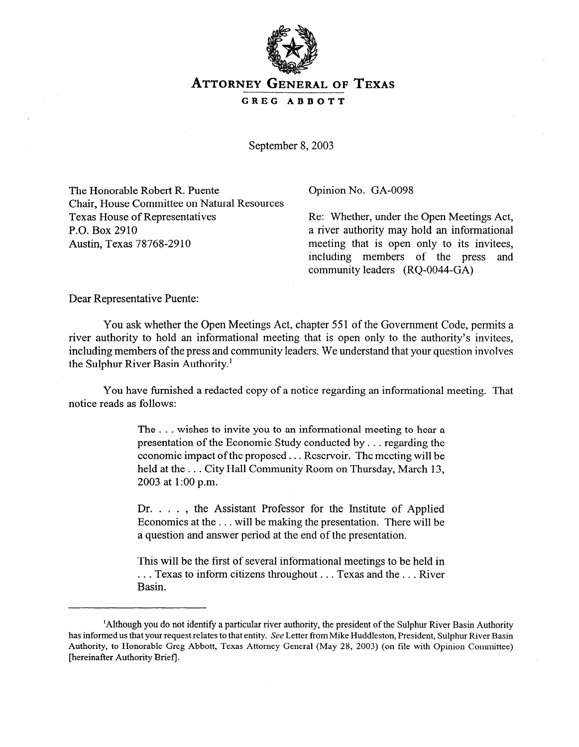# ATTORNEY GENERAL OF TEXAS

## GREG ABBOTT

September 8, 2003

The Honorable Robert R. Puente
Chair, House Committee on Natural Resources
Texas House of Representatives
P.O. Box 2910
Austin, Texas 78768-2910

Opinion No. GA-0098

Re: Whether, under the Open Meetings Act, a river authority may hold an informational meeting that is open only to its invitees, including members of the press and community leaders (RQ-0044-GA)

Dear Representative Puente:

You ask whether the Open Meetings Act, chapter 551 of the Government Code, permits a river authority to hold an informational meeting that is open only to the authority's invitees, including members of the press and community leaders. We understand that your question involves the Sulphur River Basin Authority.[1]

You have furnished a redacted copy of a notice regarding an informational meeting. That notice reads as follows:

> The . . . wishes to invite you to an informational meeting to hear a presentation of the Economic Study conducted by . . . regarding the economic impact of the proposed . . . Reservoir. The meeting will be held at the . . . City Hall Community Room on Thursday, March 13, 2003 at 1:00 p.m.
>
> Dr. . . . , the Assistant Professor for the Institute of Applied Economics at the . . . will be making the presentation. There will be a question and answer period at the end of the presentation.
>
> This will be the first of several informational meetings to be held in . . . Texas to inform citizens throughout . . . Texas and the . . . River Basin.

[1]Although you do not identify a particular river authority, the president of the Sulphur River Basin Authority has informed us that your request relates to that entity. *See* Letter from Mike Huddleston, President, Sulphur River Basin Authority, to Honorable Greg Abbott, Texas Attorney General (May 28, 2003) (on file with Opinion Committee) [hereinafter Authority Brief].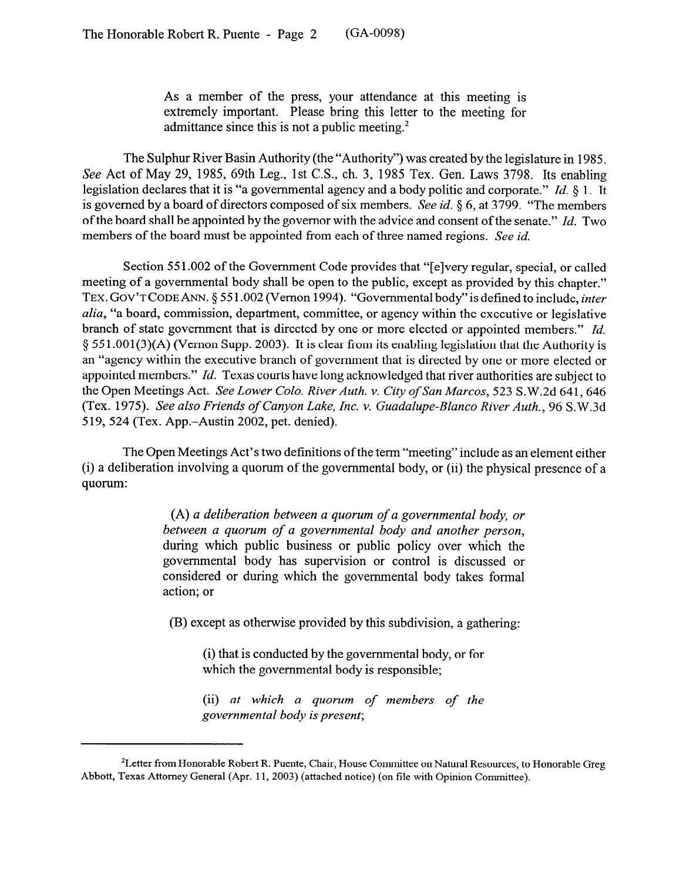> As a member of the press, your attendance at this meeting is extremely important. Please bring this letter to the meeting for admittance since this is not a public meeting.[2]

The Sulphur River Basin Authority (the "Authority") was created by the legislature in 1985. *See* Act of May 29, 1985, 69th Leg., 1st C.S., ch. 3, 1985 Tex. Gen. Laws 3798. Its enabling legislation declares that it is "a governmental agency and a body politic and corporate." *Id.* § 1. It is governed by a board of directors composed of six members. *See id.* § 6, at 3799. "The members of the board shall be appointed by the governor with the advice and consent of the senate." *Id.* Two members of the board must be appointed from each of three named regions. *See id.*

Section 551.002 of the Government Code provides that "[e]very regular, special, or called meeting of a governmental body shall be open to the public, except as provided by this chapter." TEX. GOV'T CODE ANN. § 551.002 (Vernon 1994). "Governmental body" is defined to include, *inter alia*, "a board, commission, department, committee, or agency within the executive or legislative branch of state government that is directed by one or more elected or appointed members." *Id.* § 551.001(3)(A) (Vernon Supp. 2003). It is clear from its enabling legislation that the Authority is an "agency within the executive branch of government that is directed by one or more elected or appointed members." *Id.* Texas courts have long acknowledged that river authorities are subject to the Open Meetings Act. *See Lower Colo. River Auth. v. City of San Marcos*, 523 S.W.2d 641, 646 (Tex. 1975). *See also Friends of Canyon Lake, Inc. v. Guadalupe-Blanco River Auth.*, 96 S.W.3d 519, 524 (Tex. App.–Austin 2002, pet. denied).

The Open Meetings Act's two definitions of the term "meeting" include as an element either (i) a deliberation involving a quorum of the governmental body, or (ii) the physical presence of a quorum:

> (A) *a deliberation between a quorum of a governmental body, or between a quorum of a governmental body and another person,* during which public business or public policy over which the governmental body has supervision or control is discussed or considered or during which the governmental body takes formal action; or
>
> (B) except as otherwise provided by this subdivision, a gathering:
>
> > (i) that is conducted by the governmental body, or for which the governmental body is responsible;
> >
> > (ii) *at which a quorum of members of the governmental body is present*;

---

[2] Letter from Honorable Robert R. Puente, Chair, House Committee on Natural Resources, to Honorable Greg Abbott, Texas Attorney General (Apr. 11, 2003) (attached notice) (on file with Opinion Committee).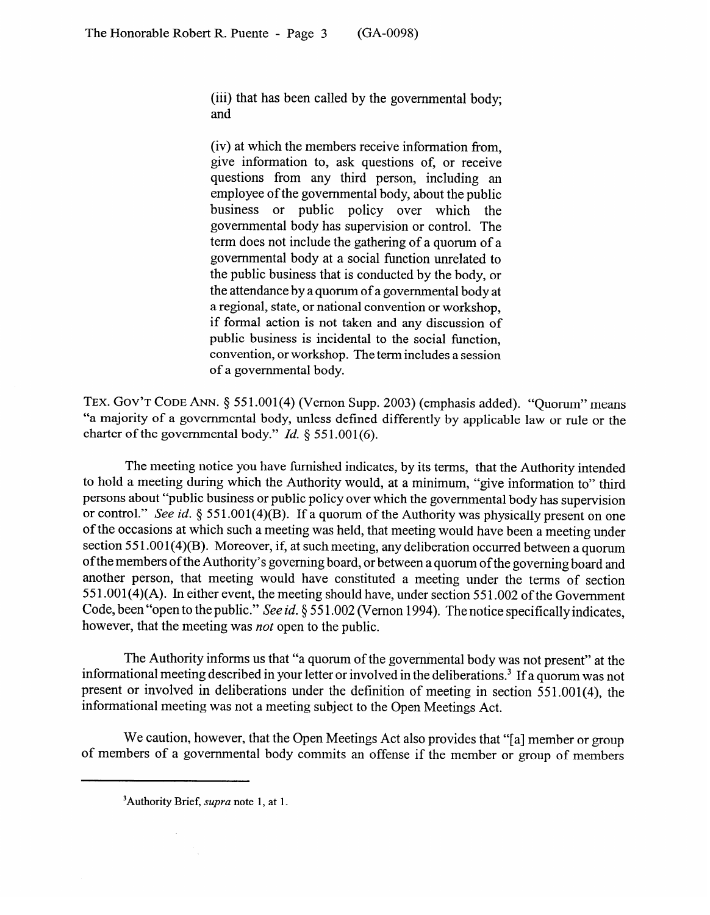> (iii) that has been called by the governmental body; and
>
> (iv) at which the members receive information from, give information to, ask questions of, or receive questions from any third person, including an employee of the governmental body, about the public business or public policy over which the governmental body has supervision or control. The term does not include the gathering of a quorum of a governmental body at a social function unrelated to the public business that is conducted by the body, or the attendance by a quorum of a governmental body at a regional, state, or national convention or workshop, if formal action is not taken and any discussion of public business is incidental to the social function, convention, or workshop. The term includes a session of a governmental body.

TEX. GOV'T CODE ANN. § 551.001(4) (Vernon Supp. 2003) (emphasis added). "Quorum" means "a majority of a governmental body, unless defined differently by applicable law or rule or the charter of the governmental body." *Id.* § 551.001(6).

The meeting notice you have furnished indicates, by its terms, that the Authority intended to hold a meeting during which the Authority would, at a minimum, "give information to" third persons about "public business or public policy over which the governmental body has supervision or control." *See id.* § 551.001(4)(B). If a quorum of the Authority was physically present on one of the occasions at which such a meeting was held, that meeting would have been a meeting under section 551.001(4)(B). Moreover, if, at such meeting, any deliberation occurred between a quorum of the members of the Authority's governing board, or between a quorum of the governing board and another person, that meeting would have constituted a meeting under the terms of section 551.001(4)(A). In either event, the meeting should have, under section 551.002 of the Government Code, been "open to the public." *See id.* § 551.002 (Vernon 1994). The notice specifically indicates, however, that the meeting was *not* open to the public.

The Authority informs us that "a quorum of the governmental body was not present" at the informational meeting described in your letter or involved in the deliberations.[3] If a quorum was not present or involved in deliberations under the definition of meeting in section 551.001(4), the informational meeting was not a meeting subject to the Open Meetings Act.

We caution, however, that the Open Meetings Act also provides that "[a] member or group of members of a governmental body commits an offense if the member or group of members

---

[3] Authority Brief, *supra* note 1, at 1.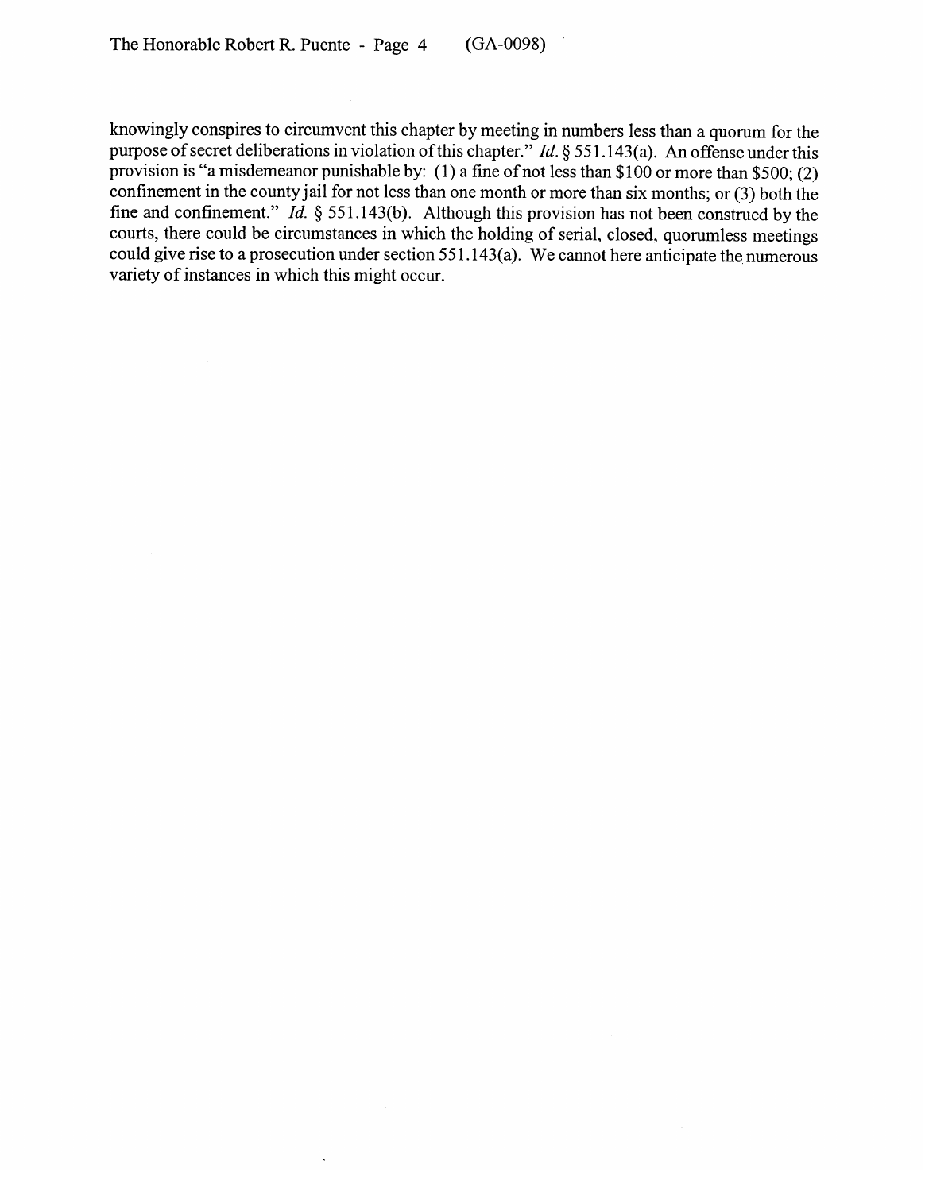knowingly conspires to circumvent this chapter by meeting in numbers less than a quorum for the purpose of secret deliberations in violation of this chapter." *Id.* § 551.143(a). An offense under this provision is "a misdemeanor punishable by: (1) a fine of not less than $100 or more than $500; (2) confinement in the county jail for not less than one month or more than six months; or (3) both the fine and confinement." *Id.* § 551.143(b). Although this provision has not been construed by the courts, there could be circumstances in which the holding of serial, closed, quorumless meetings could give rise to a prosecution under section 551.143(a). We cannot here anticipate the numerous variety of instances in which this might occur.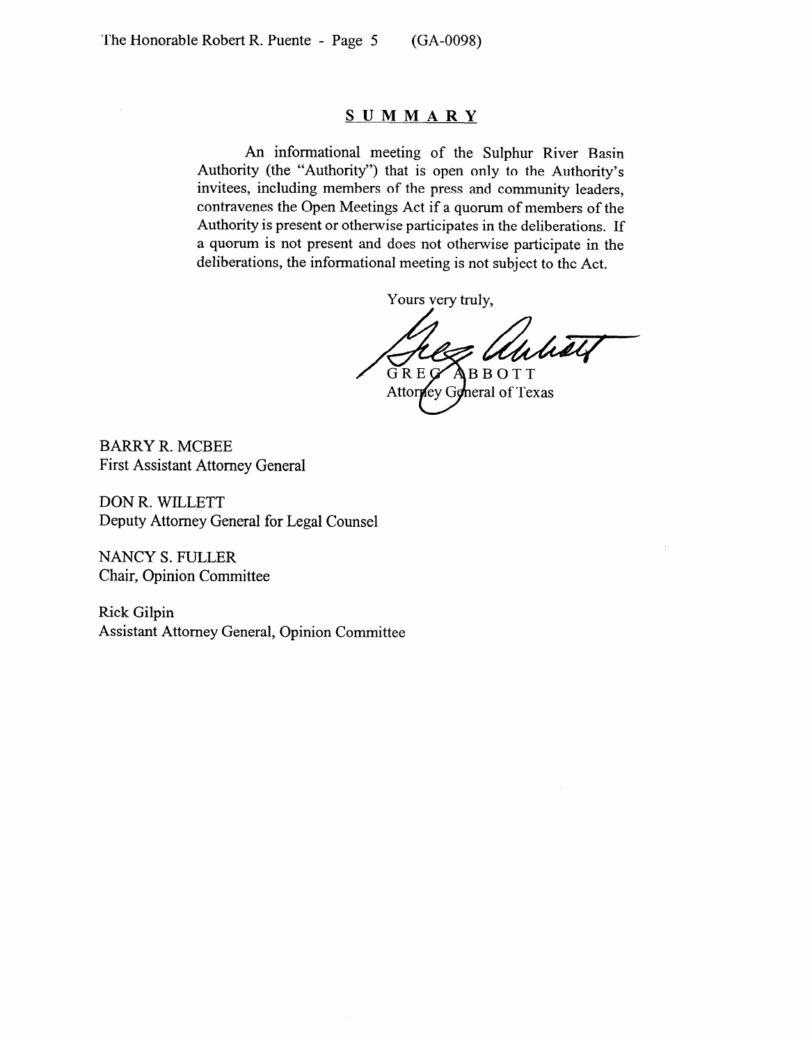## SUMMARY

An informational meeting of the Sulphur River Basin Authority (the "Authority") that is open only to the Authority's invitees, including members of the press and community leaders, contravenes the Open Meetings Act if a quorum of members of the Authority is present or otherwise participates in the deliberations. If a quorum is not present and does not otherwise participate in the deliberations, the informational meeting is not subject to the Act.

Yours very truly,

GREG ABBOTT
Attorney General of Texas

BARRY R. MCBEE
First Assistant Attorney General

DON R. WILLETT
Deputy Attorney General for Legal Counsel

NANCY S. FULLER
Chair, Opinion Committee

Rick Gilpin
Assistant Attorney General, Opinion Committee